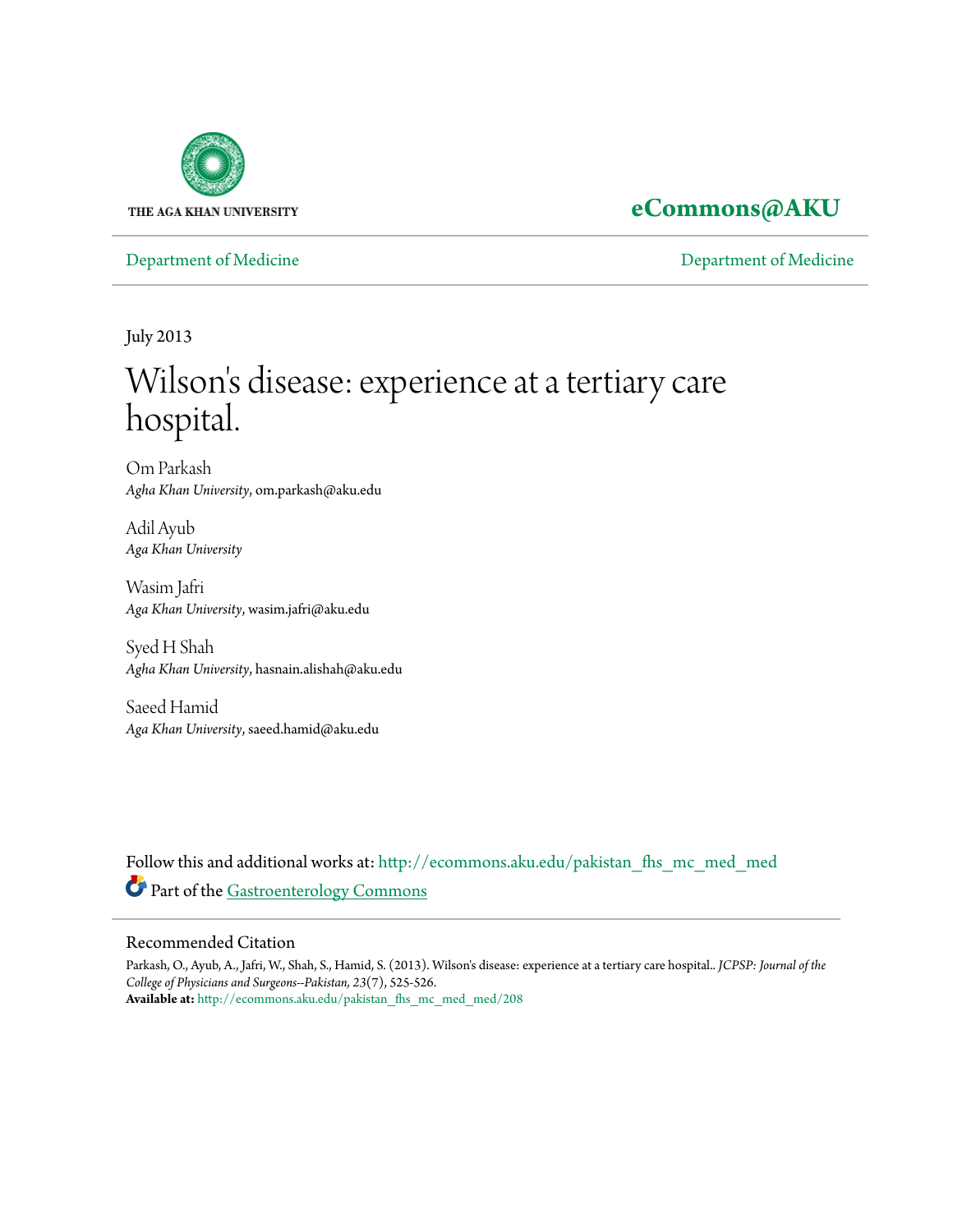THE AGA KHAN UNIVERSITY

**eCommons@AKU**

Department of Medicine | Department of Medicine

July 2013

# Wilson's disease: experience at a tertiary care hospital.

Om Parkash
*Agha Khan University*, om.parkash@aku.edu

Adil Ayub
*Aga Khan University*

Wasim Jafri
*Aga Khan University*, wasim.jafri@aku.edu

Syed H Shah
*Agha Khan University*, hasnain.alishah@aku.edu

Saeed Hamid
*Aga Khan University*, saeed.hamid@aku.edu

Follow this and additional works at: http://ecommons.aku.edu/pakistan_fhs_mc_med_med

Part of the Gastroenterology Commons

## Recommended Citation

Parkash, O., Ayub, A., Jafri, W., Shah, S., Hamid, S. (2013). Wilson's disease: experience at a tertiary care hospital.. *JCPSP: Journal of the College of Physicians and Surgeons--Pakistan, 23*(7), 525-526.
**Available at:** http://ecommons.aku.edu/pakistan_fhs_mc_med_med/208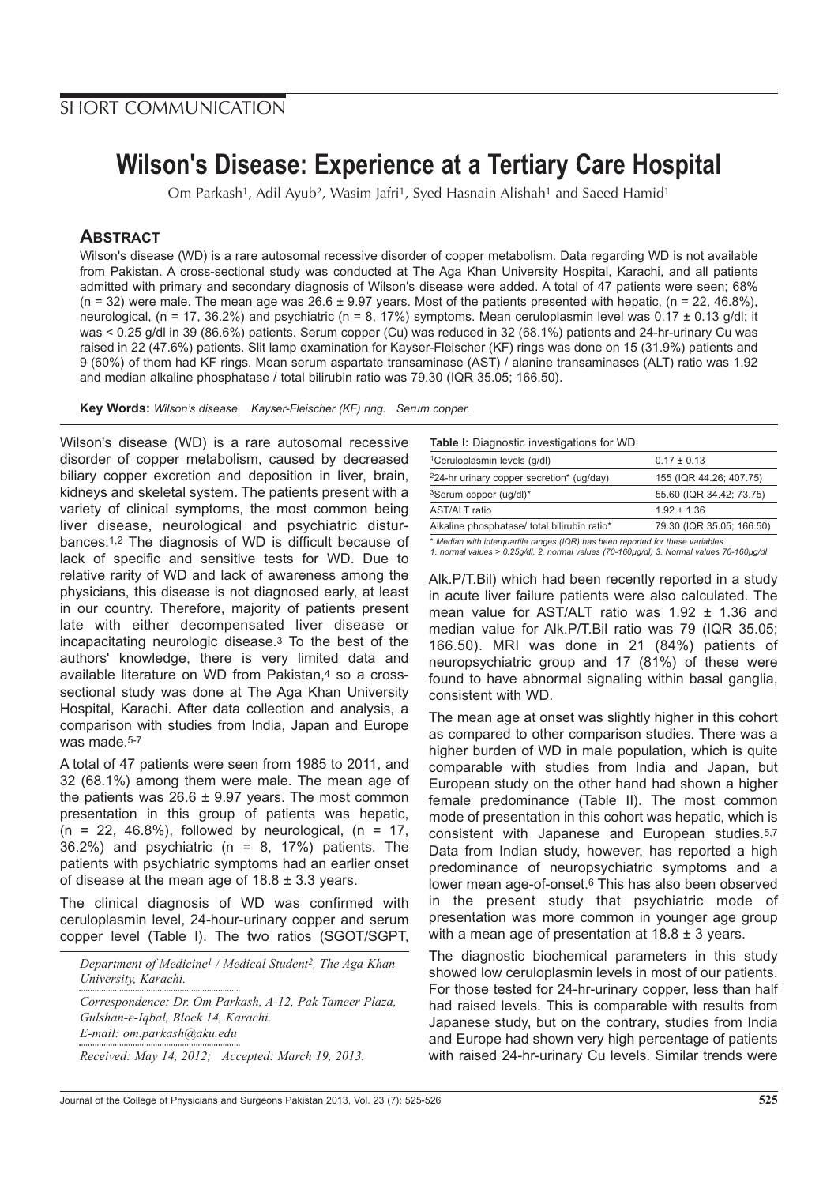## SHORT COMMUNICATION

# Wilson's Disease: Experience at a Tertiary Care Hospital

Om Parkash[1], Adil Ayub[2], Wasim Jafri[1], Syed Hasnain Alishah[1] and Saeed Hamid[1]

## ABSTRACT

Wilson's disease (WD) is a rare autosomal recessive disorder of copper metabolism. Data regarding WD is not available from Pakistan. A cross-sectional study was conducted at The Aga Khan University Hospital, Karachi, and all patients admitted with primary and secondary diagnosis of Wilson's disease were added. A total of 47 patients were seen; 68% (n = 32) were male. The mean age was 26.6 ± 9.97 years. Most of the patients presented with hepatic, (n = 22, 46.8%), neurological, (n = 17, 36.2%) and psychiatric (n = 8, 17%) symptoms. Mean ceruloplasmin level was 0.17 ± 0.13 g/dl; it was < 0.25 g/dl in 39 (86.6%) patients. Serum copper (Cu) was reduced in 32 (68.1%) patients and 24-hr-urinary Cu was raised in 22 (47.6%) patients. Slit lamp examination for Kayser-Fleischer (KF) rings was done on 15 (31.9%) patients and 9 (60%) of them had KF rings. Mean serum aspartate transaminase (AST) / alanine transaminases (ALT) ratio was 1.92 and median alkaline phosphatase / total bilirubin ratio was 79.30 (IQR 35.05; 166.50).

**Key Words:** *Wilson's disease. Kayser-Fleischer (KF) ring. Serum copper.*

Wilson's disease (WD) is a rare autosomal recessive disorder of copper metabolism, caused by decreased biliary copper excretion and deposition in liver, brain, kidneys and skeletal system. The patients present with a variety of clinical symptoms, the most common being liver disease, neurological and psychiatric disturbances.[1,2] The diagnosis of WD is difficult because of lack of specific and sensitive tests for WD. Due to relative rarity of WD and lack of awareness among the physicians, this disease is not diagnosed early, at least in our country. Therefore, majority of patients present late with either decompensated liver disease or incapacitating neurologic disease.[3] To the best of the authors' knowledge, there is very limited data and available literature on WD from Pakistan,[4] so a cross-sectional study was done at The Aga Khan University Hospital, Karachi. After data collection and analysis, a comparison with studies from India, Japan and Europe was made.[5-7]

A total of 47 patients were seen from 1985 to 2011, and 32 (68.1%) among them were male. The mean age of the patients was 26.6 ± 9.97 years. The most common presentation in this group of patients was hepatic, (n = 22, 46.8%), followed by neurological, (n = 17, 36.2%) and psychiatric (n = 8, 17%) patients. The patients with psychiatric symptoms had an earlier onset of disease at the mean age of 18.8 ± 3.3 years.

The clinical diagnosis of WD was confirmed with ceruloplasmin level, 24-hour-urinary copper and serum copper level (Table I). The two ratios (SGOT/SGPT, Alk.P/T.Bil) which had been recently reported in a study in acute liver failure patients were also calculated. The mean value for AST/ALT ratio was 1.92 ± 1.36 and median value for Alk.P/T.Bil ratio was 79 (IQR 35.05; 166.50). MRI was done in 21 (84%) patients of neuropsychiatric group and 17 (81%) of these were found to have abnormal signaling within basal ganglia, consistent with WD.

**Table I:** Diagnostic investigations for WD.

| | |
|---|---|
| [1]Ceruloplasmin levels (g/dl) | 0.17 ± 0.13 |
| [2]24-hr urinary copper secretion* (ug/day) | 155 (IQR 44.26; 407.75) |
| [3]Serum copper (ug/dl)* | 55.60 (IQR 34.42; 73.75) |
| AST/ALT ratio | 1.92 ± 1.36 |
| Alkaline phosphatase/ total bilirubin ratio* | 79.30 (IQR 35.05; 166.50) |

*\* Median with interquartile ranges (IQR) has been reported for these variables*
*1. normal values > 0.25g/dl, 2. normal values (70-160μg/dl) 3. Normal values 70-160μg/dl*

The mean age at onset was slightly higher in this cohort as compared to other comparison studies. There was a higher burden of WD in male population, which is quite comparable with studies from India and Japan, but European study on the other hand had shown a higher female predominance (Table II). The most common mode of presentation in this cohort was hepatic, which is consistent with Japanese and European studies.[5,7] Data from Indian study, however, has reported a high predominance of neuropsychiatric symptoms and a lower mean age-of-onset.[6] This has also been observed in the present study that psychiatric mode of presentation was more common in younger age group with a mean age of presentation at 18.8 ± 3 years.

The diagnostic biochemical parameters in this study showed low ceruloplasmin levels in most of our patients. For those tested for 24-hr-urinary copper, less than half had raised levels. This is comparable with results from Japanese study, but on the contrary, studies from India and Europe had shown very high percentage of patients with raised 24-hr-urinary Cu levels. Similar trends were

*Department of Medicine[1] / Medical Student[2], The Aga Khan University, Karachi.*

*Correspondence: Dr. Om Parkash, A-12, Pak Tameer Plaza, Gulshan-e-Iqbal, Block 14, Karachi.*
*E-mail: om.parkash@aku.edu*

*Received: May 14, 2012; Accepted: March 19, 2013.*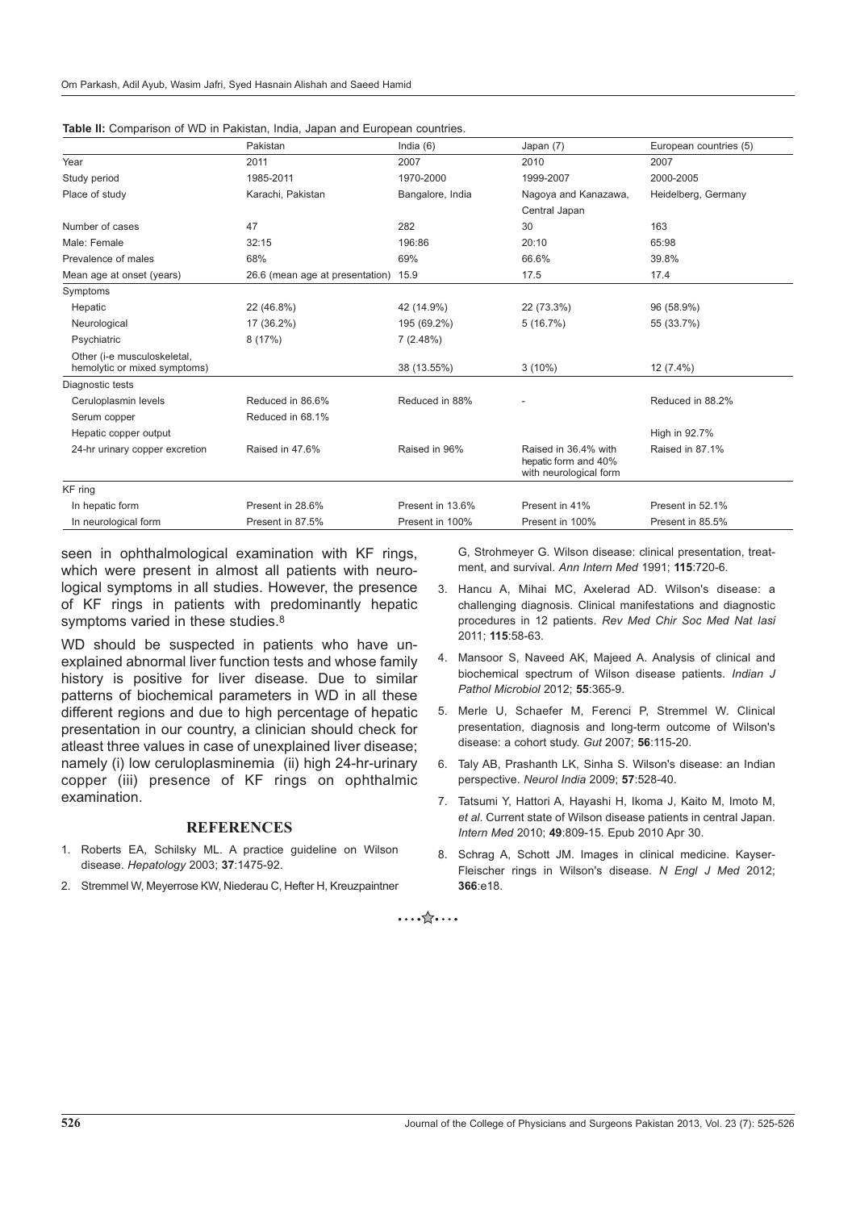**Table II:** Comparison of WD in Pakistan, India, Japan and European countries.

| | Pakistan | India (6) | Japan (7) | European countries (5) |
|---|---|---|---|---|
| Year | 2011 | 2007 | 2010 | 2007 |
| Study period | 1985-2011 | 1970-2000 | 1999-2007 | 2000-2005 |
| Place of study | Karachi, Pakistan | Bangalore, India | Nagoya and Kanazawa, Central Japan | Heidelberg, Germany |
| Number of cases | 47 | 282 | 30 | 163 |
| Male: Female | 32:15 | 196:86 | 20:10 | 65:98 |
| Prevalence of males | 68% | 69% | 66.6% | 39.8% |
| Mean age at onset (years) | 26.6 (mean age at presentation) | 15.9 | 17.5 | 17.4 |
| Symptoms | | | | |
| Hepatic | 22 (46.8%) | 42 (14.9%) | 22 (73.3%) | 96 (58.9%) |
| Neurological | 17 (36.2%) | 195 (69.2%) | 5 (16.7%) | 55 (33.7%) |
| Psychiatric | 8 (17%) | 7 (2.48%) | | |
| Other (i-e musculoskeletal, hemolytic or mixed symptoms) | | 38 (13.55%) | 3 (10%) | 12 (7.4%) |
| Diagnostic tests | | | | |
| Ceruloplasmin levels | Reduced in 86.6% | Reduced in 88% | - | Reduced in 88.2% |
| Serum copper | Reduced in 68.1% | | | |
| Hepatic copper output | | | | High in 92.7% |
| 24-hr urinary copper excretion | Raised in 47.6% | Raised in 96% | Raised in 36.4% with hepatic form and 40% with neurological form | Raised in 87.1% |
| KF ring | | | | |
| In hepatic form | Present in 28.6% | Present in 13.6% | Present in 41% | Present in 52.1% |
| In neurological form | Present in 87.5% | Present in 100% | Present in 100% | Present in 85.5% |

seen in ophthalmological examination with KF rings, which were present in almost all patients with neurological symptoms in all studies. However, the presence of KF rings in patients with predominantly hepatic symptoms varied in these studies.[8]

WD should be suspected in patients who have unexplained abnormal liver function tests and whose family history is positive for liver disease. Due to similar patterns of biochemical parameters in WD in all these different regions and due to high percentage of hepatic presentation in our country, a clinician should check for atleast three values in case of unexplained liver disease; namely (i) low ceruloplasminemia (ii) high 24-hr-urinary copper (iii) presence of KF rings on ophthalmic examination.

## REFERENCES

1. Roberts EA, Schilsky ML. A practice guideline on Wilson disease. *Hepatology* 2003; **37**:1475-92.
2. Stremmel W, Meyerrose KW, Niederau C, Hefter H, Kreuzpaintner G, Strohmeyer G. Wilson disease: clinical presentation, treatment, and survival. *Ann Intern Med* 1991; **115**:720-6.
3. Hancu A, Mihai MC, Axelerad AD. Wilson's disease: a challenging diagnosis. Clinical manifestations and diagnostic procedures in 12 patients. *Rev Med Chir Soc Med Nat Iasi* 2011; **115**:58-63.
4. Mansoor S, Naveed AK, Majeed A. Analysis of clinical and biochemical spectrum of Wilson disease patients. *Indian J Pathol Microbiol* 2012; **55**:365-9.
5. Merle U, Schaefer M, Ferenci P, Stremmel W. Clinical presentation, diagnosis and long-term outcome of Wilson's disease: a cohort study. *Gut* 2007; **56**:115-20.
6. Taly AB, Prashanth LK, Sinha S. Wilson's disease: an Indian perspective. *Neurol India* 2009; **57**:528-40.
7. Tatsumi Y, Hattori A, Hayashi H, Ikoma J, Kaito M, Imoto M, *et al*. Current state of Wilson disease patients in central Japan. *Intern Med* 2010; **49**:809-15. Epub 2010 Apr 30.
8. Schrag A, Schott JM. Images in clinical medicine. Kayser-Fleischer rings in Wilson's disease. *N Engl J Med* 2012; **366**:e18.